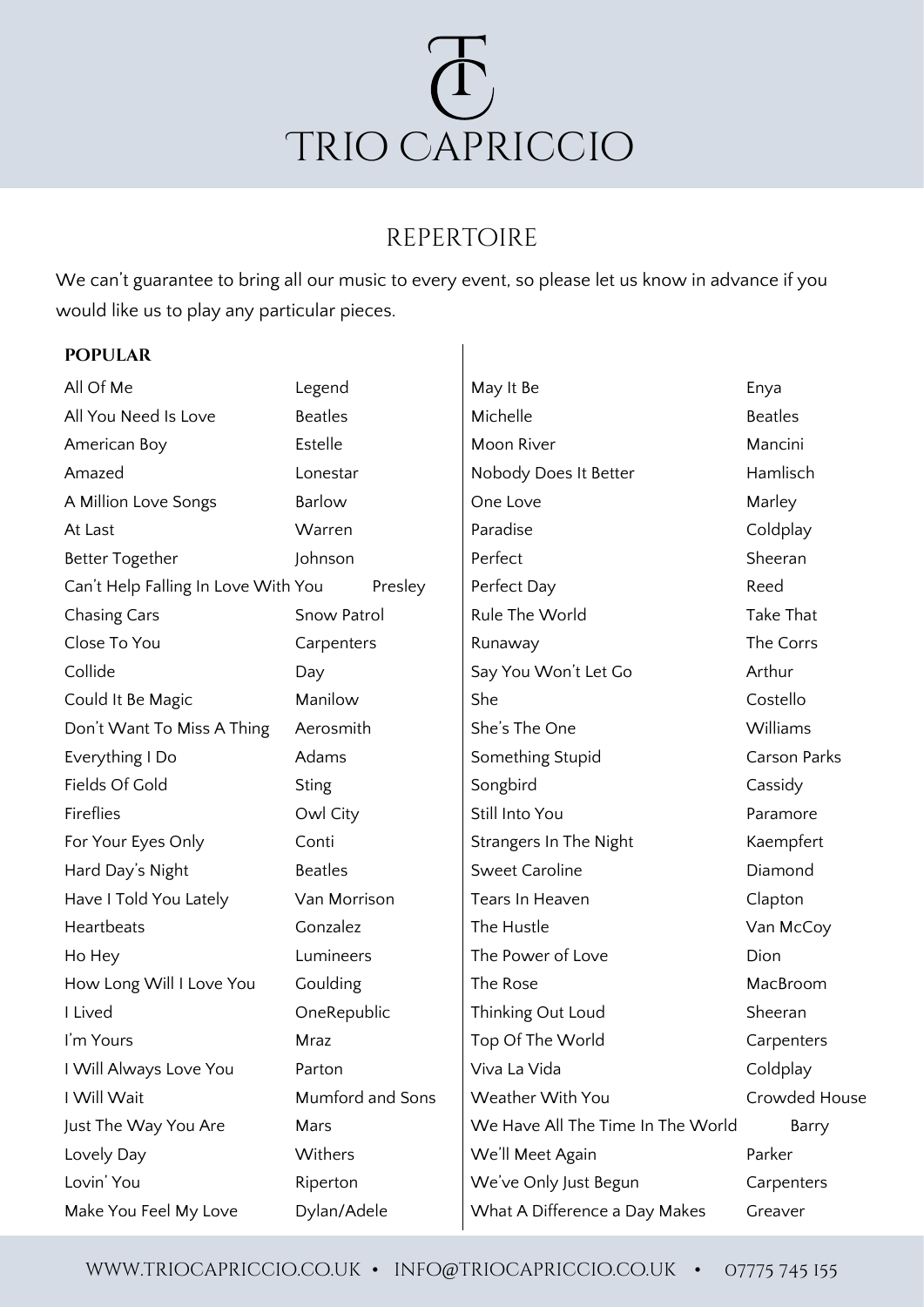# TRIO CAPRICCIO

## REPERTOIRE

We can't guarantee to bring all our music to every event, so please let us know in advance if you would like us to play any particular pieces.

### POPULAR

| Song | Artist |
|---|---|
| All Of Me | Legend |
| All You Need Is Love | Beatles |
| American Boy | Estelle |
| Amazed | Lonestar |
| A Million Love Songs | Barlow |
| At Last | Warren |
| Better Together | Johnson |
| Can't Help Falling In Love With You | Presley |
| Chasing Cars | Snow Patrol |
| Close To You | Carpenters |
| Collide | Day |
| Could It Be Magic | Manilow |
| Don't Want To Miss A Thing | Aerosmith |
| Everything I Do | Adams |
| Fields Of Gold | Sting |
| Fireflies | Owl City |
| For Your Eyes Only | Conti |
| Hard Day's Night | Beatles |
| Have I Told You Lately | Van Morrison |
| Heartbeats | Gonzalez |
| Ho Hey | Lumineers |
| How Long Will I Love You | Goulding |
| I Lived | OneRepublic |
| I'm Yours | Mraz |
| I Will Always Love You | Parton |
| I Will Wait | Mumford and Sons |
| Just The Way You Are | Mars |
| Lovely Day | Withers |
| Lovin' You | Riperton |
| Make You Feel My Love | Dylan/Adele |
| May It Be | Enya |
| Michelle | Beatles |
| Moon River | Mancini |
| Nobody Does It Better | Hamlisch |
| One Love | Marley |
| Paradise | Coldplay |
| Perfect | Sheeran |
| Perfect Day | Reed |
| Rule The World | Take That |
| Runaway | The Corrs |
| Say You Won't Let Go | Arthur |
| She | Costello |
| She's The One | Williams |
| Something Stupid | Carson Parks |
| Songbird | Cassidy |
| Still Into You | Paramore |
| Strangers In The Night | Kaempfert |
| Sweet Caroline | Diamond |
| Tears In Heaven | Clapton |
| The Hustle | Van McCoy |
| The Power of Love | Dion |
| The Rose | MacBroom |
| Thinking Out Loud | Sheeran |
| Top Of The World | Carpenters |
| Viva La Vida | Coldplay |
| Weather With You | Crowded House |
| We Have All The Time In The World | Barry |
| We'll Meet Again | Parker |
| We've Only Just Begun | Carpenters |
| What A Difference a Day Makes | Greaver |

WWW.TRIOCAPRICCIO.CO.UK • INFO@TRIOCAPRICCIO.CO.UK • 07775 745 155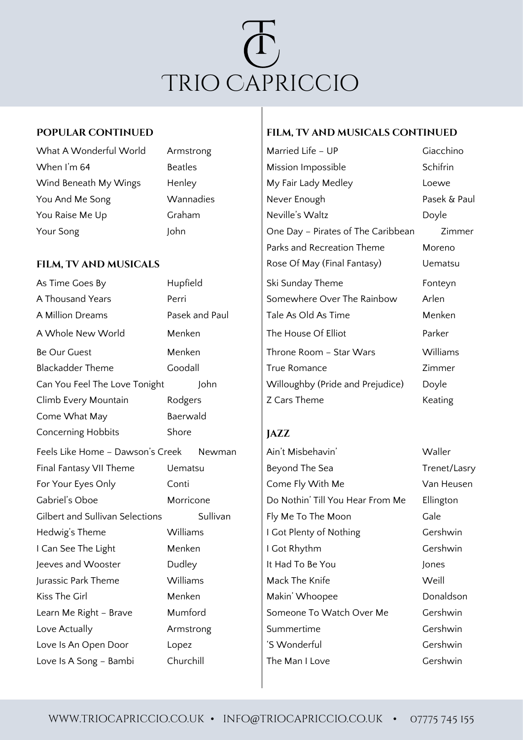# TRIO CAPRICCIO

## POPULAR CONTINUED

| | |
|---|---|
| What A Wonderful World | Armstrong |
| When I'm 64 | Beatles |
| Wind Beneath My Wings | Henley |
| You And Me Song | Wannadies |
| You Raise Me Up | Graham |
| Your Song | John |

## FILM, TV AND MUSICALS

| | |
|---|---|
| As Time Goes By | Hupfield |
| A Thousand Years | Perri |
| A Million Dreams | Pasek and Paul |
| A Whole New World | Menken |
| Be Our Guest | Menken |
| Blackadder Theme | Goodall |
| Can You Feel The Love Tonight | John |
| Climb Every Mountain | Rodgers |
| Come What May | Baerwald |
| Concerning Hobbits | Shore |
| Feels Like Home – Dawson's Creek | Newman |
| Final Fantasy VII Theme | Uematsu |
| For Your Eyes Only | Conti |
| Gabriel's Oboe | Morricone |
| Gilbert and Sullivan Selections | Sullivan |
| Hedwig's Theme | Williams |
| I Can See The Light | Menken |
| Jeeves and Wooster | Dudley |
| Jurassic Park Theme | Williams |
| Kiss The Girl | Menken |
| Learn Me Right – Brave | Mumford |
| Love Actually | Armstrong |
| Love Is An Open Door | Lopez |
| Love Is A Song – Bambi | Churchill |

## FILM, TV AND MUSICALS CONTINUED

| | |
|---|---|
| Married Life – UP | Giacchino |
| Mission Impossible | Schifrin |
| My Fair Lady Medley | Loewe |
| Never Enough | Pasek & Paul |
| Neville's Waltz | Doyle |
| One Day – Pirates of The Caribbean | Zimmer |
| Parks and Recreation Theme | Moreno |
| Rose Of May (Final Fantasy) | Uematsu |
| Ski Sunday Theme | Fonteyn |
| Somewhere Over The Rainbow | Arlen |
| Tale As Old As Time | Menken |
| The House Of Elliot | Parker |
| Throne Room – Star Wars | Williams |
| True Romance | Zimmer |
| Willoughby (Pride and Prejudice) | Doyle |
| Z Cars Theme | Keating |

## JAZZ

| | |
|---|---|
| Ain't Misbehavin' | Waller |
| Beyond The Sea | Trenet/Lasry |
| Come Fly With Me | Van Heusen |
| Do Nothin' Till You Hear From Me | Ellington |
| Fly Me To The Moon | Gale |
| I Got Plenty of Nothing | Gershwin |
| I Got Rhythm | Gershwin |
| It Had To Be You | Jones |
| Mack The Knife | Weill |
| Makin' Whoopee | Donaldson |
| Someone To Watch Over Me | Gershwin |
| Summertime | Gershwin |
| 'S Wonderful | Gershwin |
| The Man I Love | Gershwin |

WWW.TRIOCAPRICCIO.CO.UK • INFO@TRIOCAPRICCIO.CO.UK • 07775 745 155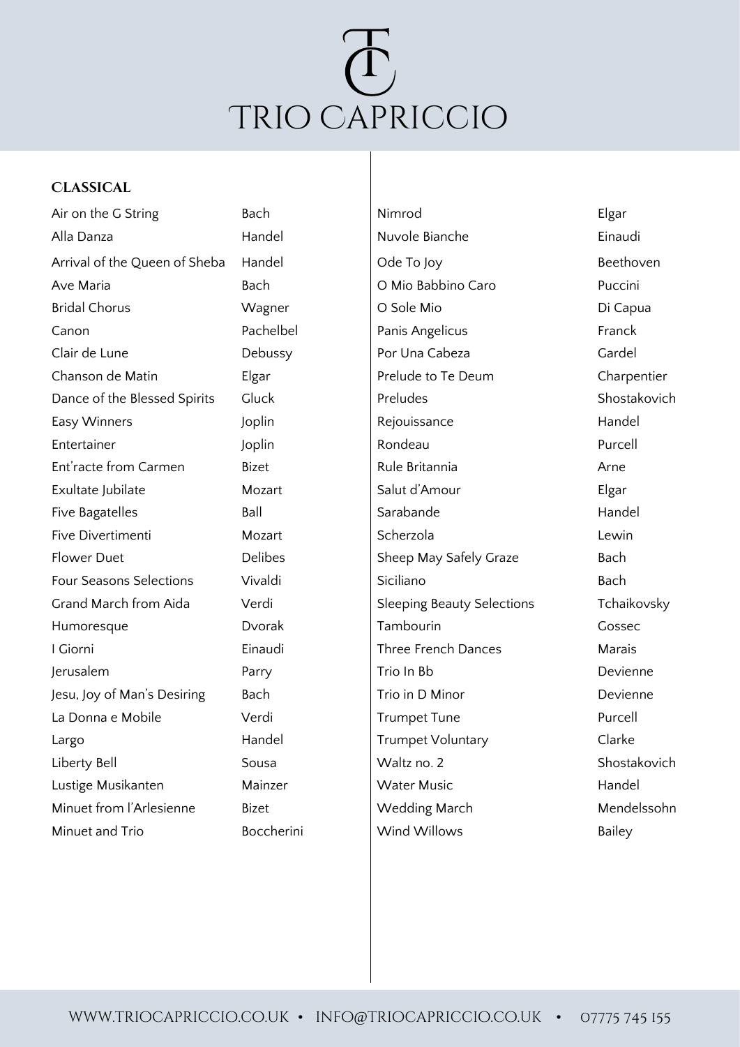# TRIO CAPRICCIO

## CLASSICAL

| | |
|---|---|
| Air on the G String | Bach |
| Alla Danza | Handel |
| Arrival of the Queen of Sheba | Handel |
| Ave Maria | Bach |
| Bridal Chorus | Wagner |
| Canon | Pachelbel |
| Clair de Lune | Debussy |
| Chanson de Matin | Elgar |
| Dance of the Blessed Spirits | Gluck |
| Easy Winners | Joplin |
| Entertainer | Joplin |
| Ent'racte from Carmen | Bizet |
| Exultate Jubilate | Mozart |
| Five Bagatelles | Ball |
| Five Divertimenti | Mozart |
| Flower Duet | Delibes |
| Four Seasons Selections | Vivaldi |
| Grand March from Aida | Verdi |
| Humoresque | Dvorak |
| I Giorni | Einaudi |
| Jerusalem | Parry |
| Jesu, Joy of Man's Desiring | Bach |
| La Donna e Mobile | Verdi |
| Largo | Handel |
| Liberty Bell | Sousa |
| Lustige Musikanten | Mainzer |
| Minuet from l'Arlesienne | Bizet |
| Minuet and Trio | Boccherini |
| Nimrod | Elgar |
| Nuvole Bianche | Einaudi |
| Ode To Joy | Beethoven |
| O Mio Babbino Caro | Puccini |
| O Sole Mio | Di Capua |
| Panis Angelicus | Franck |
| Por Una Cabeza | Gardel |
| Prelude to Te Deum | Charpentier |
| Preludes | Shostakovich |
| Rejouissance | Handel |
| Rondeau | Purcell |
| Rule Britannia | Arne |
| Salut d'Amour | Elgar |
| Sarabande | Handel |
| Scherzola | Lewin |
| Sheep May Safely Graze | Bach |
| Siciliano | Bach |
| Sleeping Beauty Selections | Tchaikovsky |
| Tambourin | Gossec |
| Three French Dances | Marais |
| Trio In Bb | Devienne |
| Trio in D Minor | Devienne |
| Trumpet Tune | Purcell |
| Trumpet Voluntary | Clarke |
| Waltz no. 2 | Shostakovich |
| Water Music | Handel |
| Wedding March | Mendelssohn |
| Wind Willows | Bailey |

WWW.TRIOCAPRICCIO.CO.UK • INFO@TRIOCAPRICCIO.CO.UK • 07775 745 155